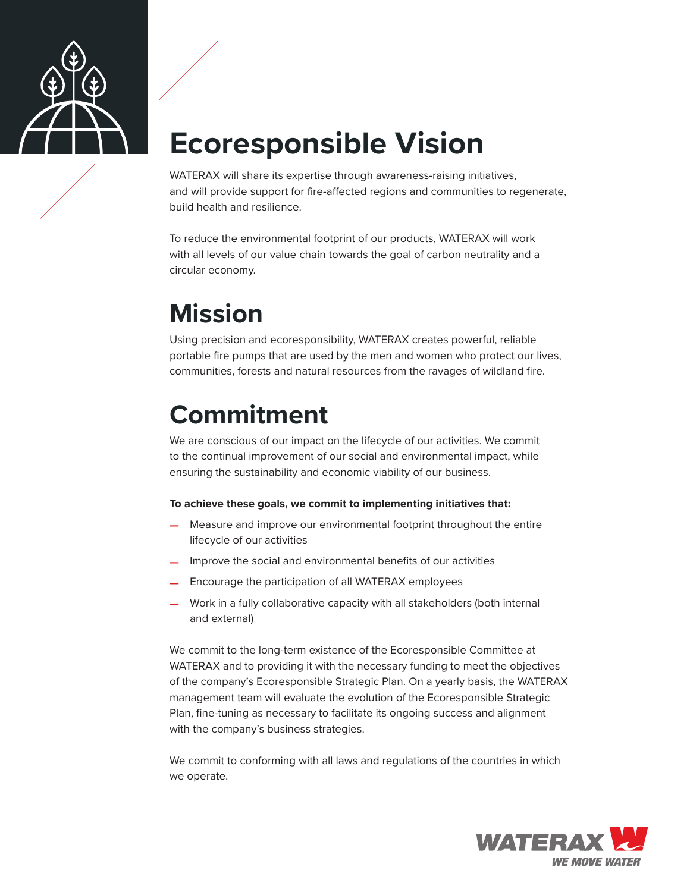# Ecoresponsible Vision

WATERAX will share its expertise through awareness-raising initiatives, and will provide support for fire-affected regions and communities to regenerate, build health and resilience.

To reduce the environmental footprint of our products, WATERAX will work with all levels of our value chain towards the goal of carbon neutrality and a circular economy.

# Mission

Using precision and ecoresponsibility, WATERAX creates powerful, reliable portable fire pumps that are used by the men and women who protect our lives, communities, forests and natural resources from the ravages of wildland fire.

# Commitment

We are conscious of our impact on the lifecycle of our activities. We commit to the continual improvement of our social and environmental impact, while ensuring the sustainability and economic viability of our business.

**To achieve these goals, we commit to implementing initiatives that:**

- Measure and improve our environmental footprint throughout the entire lifecycle of our activities
- Improve the social and environmental benefits of our activities
- Encourage the participation of all WATERAX employees
- Work in a fully collaborative capacity with all stakeholders (both internal and external)

We commit to the long-term existence of the Ecoresponsible Committee at WATERAX and to providing it with the necessary funding to meet the objectives of the company's Ecoresponsible Strategic Plan. On a yearly basis, the WATERAX management team will evaluate the evolution of the Ecoresponsible Strategic Plan, fine-tuning as necessary to facilitate its ongoing success and alignment with the company's business strategies.

We commit to conforming with all laws and regulations of the countries in which we operate.

WATERAX
WE MOVE WATER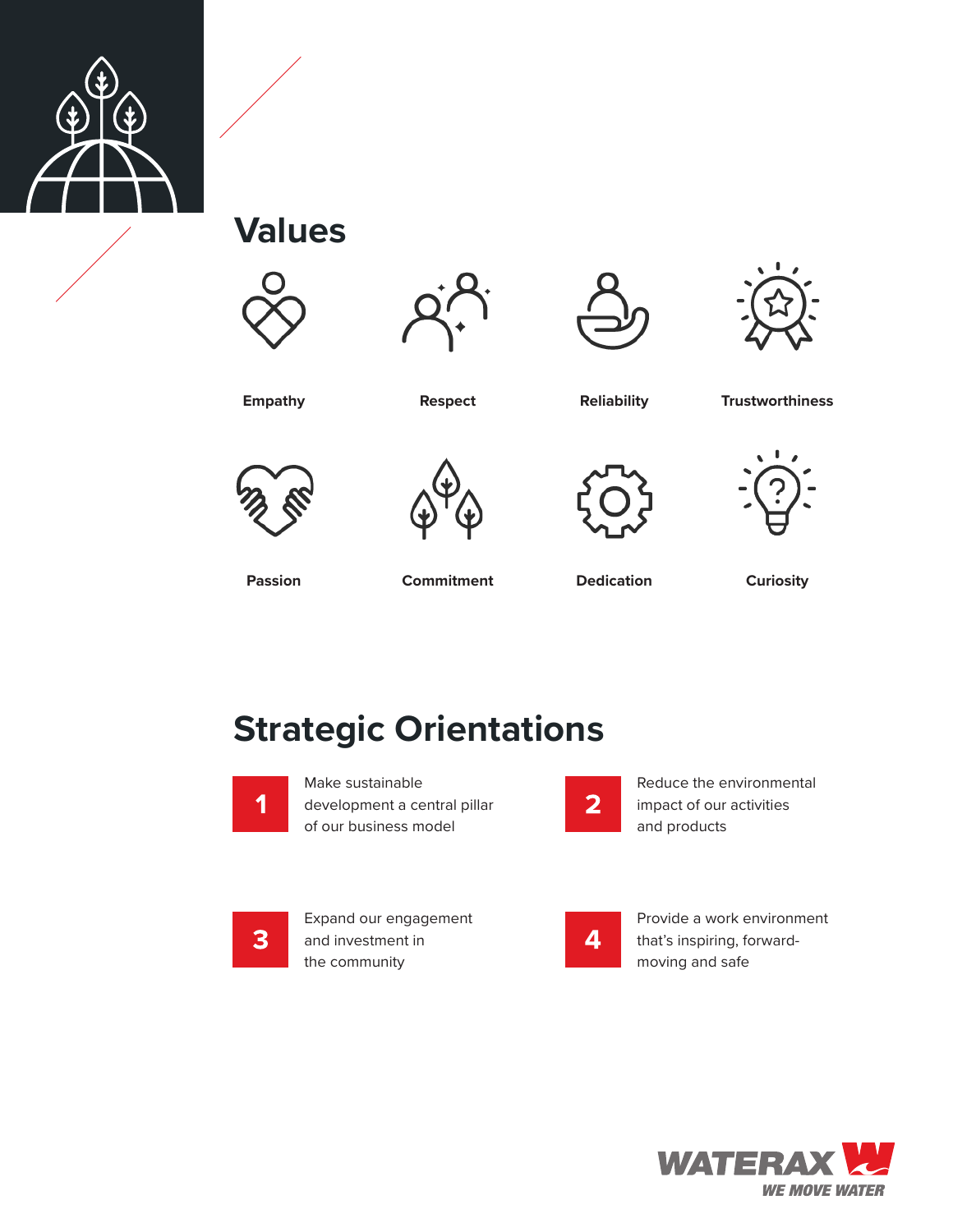## Values

**Empathy**

**Respect**

**Reliability**

**Trustworthiness**

**Passion**

**Commitment**

**Dedication**

**Curiosity**

## Strategic Orientations

**1** Make sustainable development a central pillar of our business model

**2** Reduce the environmental impact of our activities and products

**3** Expand our engagement and investment in the community

**4** Provide a work environment that's inspiring, forward-moving and safe

WATERAX
WE MOVE WATER